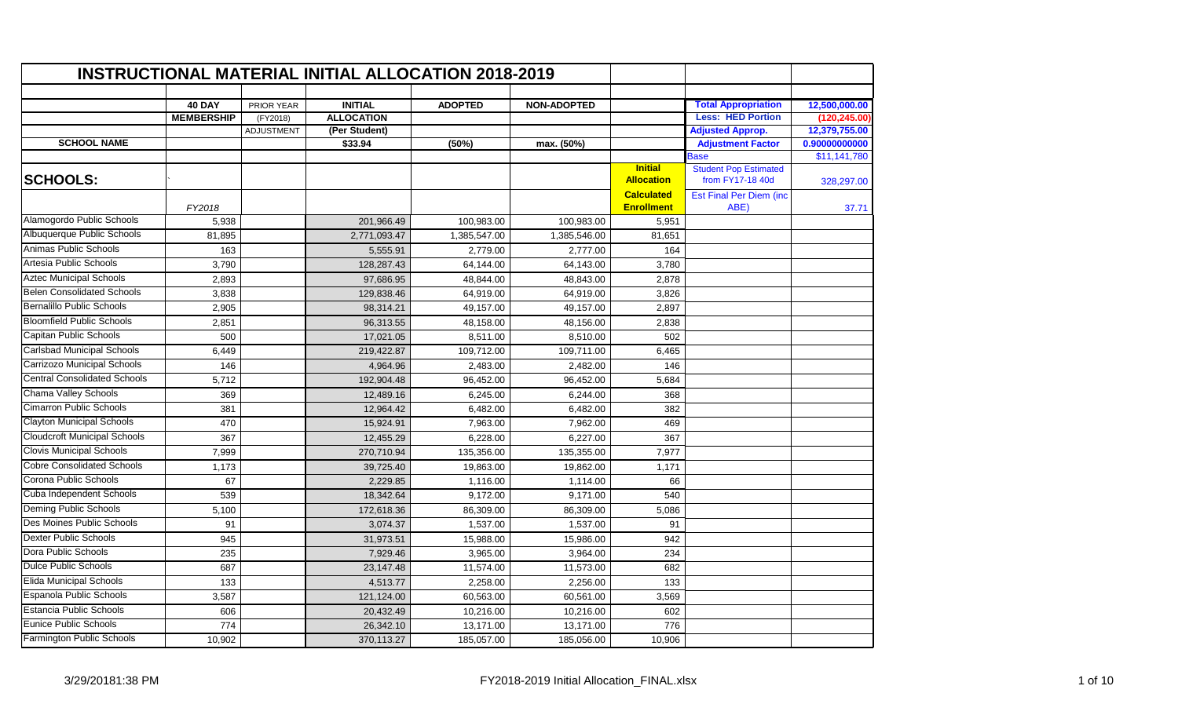# INSTRUCTIONAL MATERIAL INITIAL ALLOCATION 2018-2019

| SCHOOL NAME | 40 DAY MEMBERSHIP | PRIOR YEAR (FY2018) ADJUSTMENT | INITIAL ALLOCATION (Per Student) $33.94 | ADOPTED (50%) | NON-ADOPTED max. (50%) | Initial Allocation Calculated Enrollment |
|---|---|---|---|---|---|---|
| SCHOOLS: | FY2018 | | | | | |
| Alamogordo Public Schools | 5,938 | | 201,966.49 | 100,983.00 | 100,983.00 | 5,951 |
| Albuquerque Public Schools | 81,895 | | 2,771,093.47 | 1,385,547.00 | 1,385,546.00 | 81,651 |
| Animas Public Schools | 163 | | 5,555.91 | 2,779.00 | 2,777.00 | 164 |
| Artesia Public Schools | 3,790 | | 128,287.43 | 64,144.00 | 64,143.00 | 3,780 |
| Aztec Municipal Schools | 2,893 | | 97,686.95 | 48,844.00 | 48,843.00 | 2,878 |
| Belen Consolidated Schools | 3,838 | | 129,838.46 | 64,919.00 | 64,919.00 | 3,826 |
| Bernalillo Public Schools | 2,905 | | 98,314.21 | 49,157.00 | 49,157.00 | 2,897 |
| Bloomfield Public Schools | 2,851 | | 96,313.55 | 48,158.00 | 48,156.00 | 2,838 |
| Capitan Public Schools | 500 | | 17,021.05 | 8,511.00 | 8,510.00 | 502 |
| Carlsbad Municipal Schools | 6,449 | | 219,422.87 | 109,712.00 | 109,711.00 | 6,465 |
| Carrizozo Municipal Schools | 146 | | 4,964.96 | 2,483.00 | 2,482.00 | 146 |
| Central Consolidated Schools | 5,712 | | 192,904.48 | 96,452.00 | 96,452.00 | 5,684 |
| Chama Valley Schools | 369 | | 12,489.16 | 6,245.00 | 6,244.00 | 368 |
| Cimarron Public Schools | 381 | | 12,964.42 | 6,482.00 | 6,482.00 | 382 |
| Clayton Municipal Schools | 470 | | 15,924.91 | 7,963.00 | 7,962.00 | 469 |
| Cloudcroft Municipal Schools | 367 | | 12,455.29 | 6,228.00 | 6,227.00 | 367 |
| Clovis Municipal Schools | 7,999 | | 270,710.94 | 135,356.00 | 135,355.00 | 7,977 |
| Cobre Consolidated Schools | 1,173 | | 39,725.40 | 19,863.00 | 19,862.00 | 1,171 |
| Corona Public Schools | 67 | | 2,229.85 | 1,116.00 | 1,114.00 | 66 |
| Cuba Independent Schools | 539 | | 18,342.64 | 9,172.00 | 9,171.00 | 540 |
| Deming Public Schools | 5,100 | | 172,618.36 | 86,309.00 | 86,309.00 | 5,086 |
| Des Moines Public Schools | 91 | | 3,074.37 | 1,537.00 | 1,537.00 | 91 |
| Dexter Public Schools | 945 | | 31,973.51 | 15,988.00 | 15,986.00 | 942 |
| Dora Public Schools | 235 | | 7,929.46 | 3,965.00 | 3,964.00 | 234 |
| Dulce Public Schools | 687 | | 23,147.48 | 11,574.00 | 11,573.00 | 682 |
| Elida Municipal Schools | 133 | | 4,513.77 | 2,258.00 | 2,256.00 | 133 |
| Espanola Public Schools | 3,587 | | 121,124.00 | 60,563.00 | 60,561.00 | 3,569 |
| Estancia Public Schools | 606 | | 20,432.49 | 10,216.00 | 10,216.00 | 602 |
| Eunice Public Schools | 774 | | 26,342.10 | 13,171.00 | 13,171.00 | 776 |
| Farmington Public Schools | 10,902 | | 370,113.27 | 185,057.00 | 185,056.00 | 10,906 |

| | |
|---|---|
| Total Appropriation | 12,500,000.00 |
| Less: HED Portion | (120,245.00) |
| Adjusted Approp. | 12,379,755.00 |
| Adjustment Factor | 0.90000000000 |
| Base | $11,141,780 |
| Student Pop Estimated from FY17-18 40d | 328,297.00 |
| Est Final Per Diem (inc ABE) | 37.71 |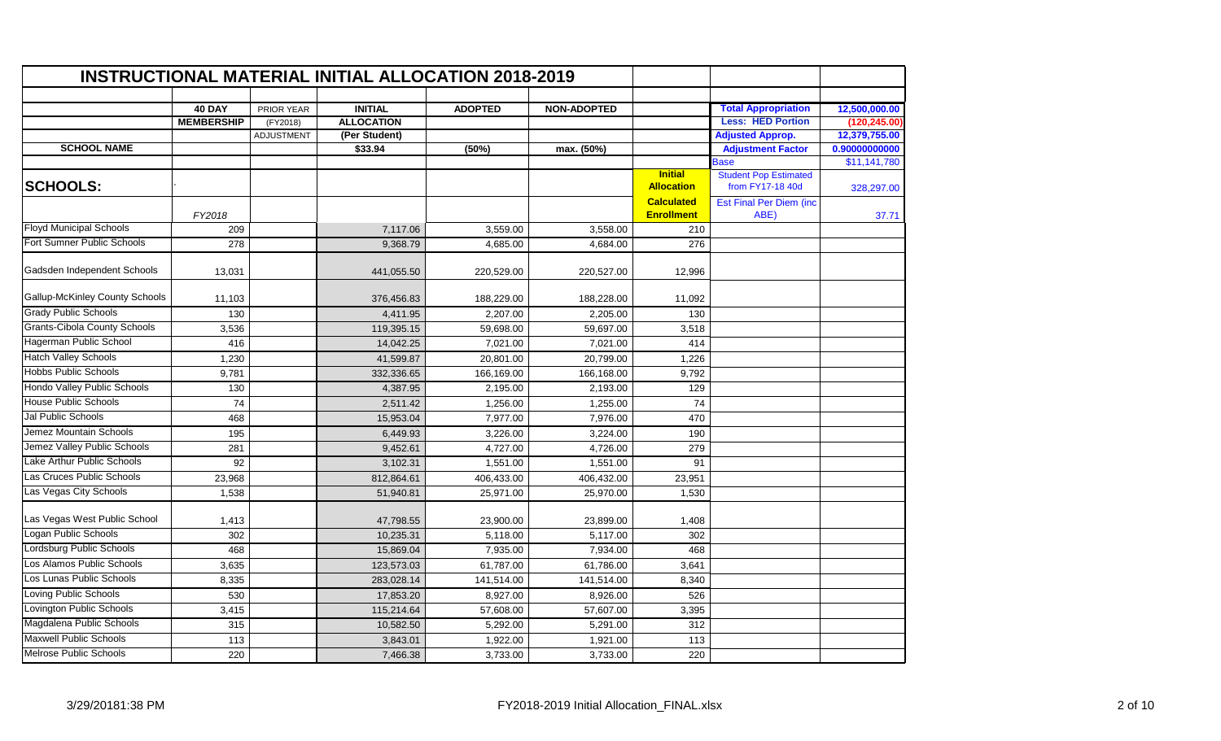# INSTRUCTIONAL MATERIAL INITIAL ALLOCATION 2018-2019

| SCHOOL NAME | 40 DAY MEMBERSHIP | PRIOR YEAR (FY2018) ADJUSTMENT | INITIAL ALLOCATION (Per Student) $33.94 | ADOPTED (50%) | NON-ADOPTED max. (50%) | | | |
|---|---|---|---|---|---|---|---|---|
| | | | | | | | Total Appropriation | 12,500,000.00 |
| | | | | | | | Less: HED Portion | (120,245.00) |
| | | | | | | | Adjusted Approp. | 12,379,755.00 |
| | | | | | | | Adjustment Factor | 0.90000000000 |
| | | | | | | | Base | $11,141,780 |
| SCHOOLS: | | | | | | Initial Allocation | Student Pop Estimated from FY17-18 40d | 328,297.00 |
| | FY2018 | | | | | Calculated Enrollment | Est Final Per Diem (inc ABE) | 37.71 |
| Floyd Municipal Schools | 209 | | 7,117.06 | 3,559.00 | 3,558.00 | 210 | | |
| Fort Sumner Public Schools | 278 | | 9,368.79 | 4,685.00 | 4,684.00 | 276 | | |
| Gadsden Independent Schools | 13,031 | | 441,055.50 | 220,529.00 | 220,527.00 | 12,996 | | |
| Gallup-McKinley County Schools | 11,103 | | 376,456.83 | 188,229.00 | 188,228.00 | 11,092 | | |
| Grady Public Schools | 130 | | 4,411.95 | 2,207.00 | 2,205.00 | 130 | | |
| Grants-Cibola County Schools | 3,536 | | 119,395.15 | 59,698.00 | 59,697.00 | 3,518 | | |
| Hagerman Public School | 416 | | 14,042.25 | 7,021.00 | 7,021.00 | 414 | | |
| Hatch Valley Schools | 1,230 | | 41,599.87 | 20,801.00 | 20,799.00 | 1,226 | | |
| Hobbs Public Schools | 9,781 | | 332,336.65 | 166,169.00 | 166,168.00 | 9,792 | | |
| Hondo Valley Public Schools | 130 | | 4,387.95 | 2,195.00 | 2,193.00 | 129 | | |
| House Public Schools | 74 | | 2,511.42 | 1,256.00 | 1,255.00 | 74 | | |
| Jal Public Schools | 468 | | 15,953.04 | 7,977.00 | 7,976.00 | 470 | | |
| Jemez Mountain Schools | 195 | | 6,449.93 | 3,226.00 | 3,224.00 | 190 | | |
| Jemez Valley Public Schools | 281 | | 9,452.61 | 4,727.00 | 4,726.00 | 279 | | |
| Lake Arthur Public Schools | 92 | | 3,102.31 | 1,551.00 | 1,551.00 | 91 | | |
| Las Cruces Public Schools | 23,968 | | 812,864.61 | 406,433.00 | 406,432.00 | 23,951 | | |
| Las Vegas City Schools | 1,538 | | 51,940.81 | 25,971.00 | 25,970.00 | 1,530 | | |
| Las Vegas West Public School | 1,413 | | 47,798.55 | 23,900.00 | 23,899.00 | 1,408 | | |
| Logan Public Schools | 302 | | 10,235.31 | 5,118.00 | 5,117.00 | 302 | | |
| Lordsburg Public Schools | 468 | | 15,869.04 | 7,935.00 | 7,934.00 | 468 | | |
| Los Alamos Public Schools | 3,635 | | 123,573.03 | 61,787.00 | 61,786.00 | 3,641 | | |
| Los Lunas Public Schools | 8,335 | | 283,028.14 | 141,514.00 | 141,514.00 | 8,340 | | |
| Loving Public Schools | 530 | | 17,853.20 | 8,927.00 | 8,926.00 | 526 | | |
| Lovington Public Schools | 3,415 | | 115,214.64 | 57,608.00 | 57,607.00 | 3,395 | | |
| Magdalena Public Schools | 315 | | 10,582.50 | 5,292.00 | 5,291.00 | 312 | | |
| Maxwell Public Schools | 113 | | 3,843.01 | 1,922.00 | 1,921.00 | 113 | | |
| Melrose Public Schools | 220 | | 7,466.38 | 3,733.00 | 3,733.00 | 220 | | |

3/29/20181:38 PM FY2018-2019 Initial Allocation_FINAL.xlsx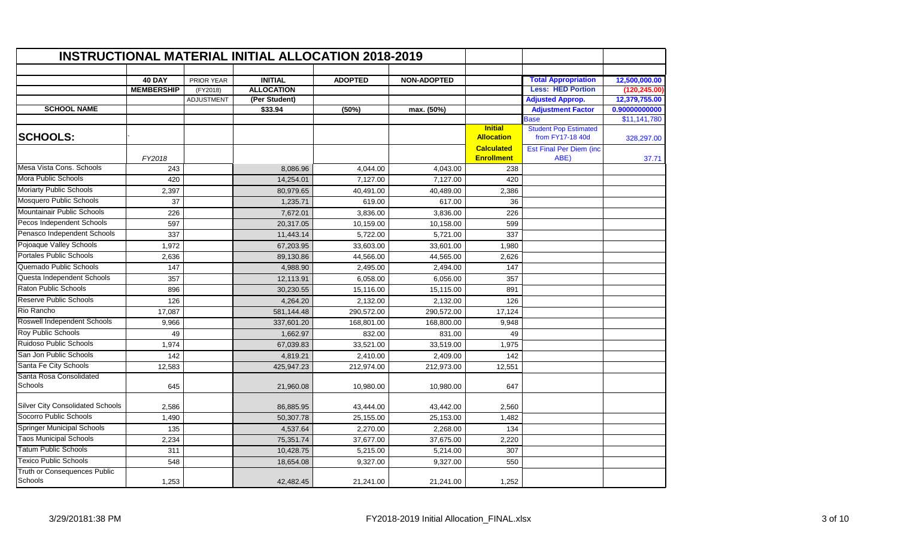## INSTRUCTIONAL MATERIAL INITIAL ALLOCATION 2018-2019

| SCHOOL NAME | 40 DAY MEMBERSHIP | PRIOR YEAR (FY2018) ADJUSTMENT | INITIAL ALLOCATION (Per Student) $33.94 | ADOPTED (50%) | NON-ADOPTED max. (50%) | Initial Allocation Calculated Enrollment |
|---|---|---|---|---|---|---|
| **SCHOOLS:** | FY2018 | | | | | |
| Mesa Vista Cons. Schools | 243 | | 8,086.96 | 4,044.00 | 4,043.00 | 238 |
| Mora Public Schools | 420 | | 14,254.01 | 7,127.00 | 7,127.00 | 420 |
| Moriarty Public Schools | 2,397 | | 80,979.65 | 40,491.00 | 40,489.00 | 2,386 |
| Mosquero Public Schools | 37 | | 1,235.71 | 619.00 | 617.00 | 36 |
| Mountainair Public Schools | 226 | | 7,672.01 | 3,836.00 | 3,836.00 | 226 |
| Pecos Independent Schools | 597 | | 20,317.05 | 10,159.00 | 10,158.00 | 599 |
| Penasco Independent Schools | 337 | | 11,443.14 | 5,722.00 | 5,721.00 | 337 |
| Pojoaque Valley Schools | 1,972 | | 67,203.95 | 33,603.00 | 33,601.00 | 1,980 |
| Portales Public Schools | 2,636 | | 89,130.86 | 44,566.00 | 44,565.00 | 2,626 |
| Quemado Public Schools | 147 | | 4,988.90 | 2,495.00 | 2,494.00 | 147 |
| Questa Independent Schools | 357 | | 12,113.91 | 6,058.00 | 6,056.00 | 357 |
| Raton Public Schools | 896 | | 30,230.55 | 15,116.00 | 15,115.00 | 891 |
| Reserve Public Schools | 126 | | 4,264.20 | 2,132.00 | 2,132.00 | 126 |
| Rio Rancho | 17,087 | | 581,144.48 | 290,572.00 | 290,572.00 | 17,124 |
| Roswell Independent Schools | 9,966 | | 337,601.20 | 168,801.00 | 168,800.00 | 9,948 |
| Roy Public Schools | 49 | | 1,662.97 | 832.00 | 831.00 | 49 |
| Ruidoso Public Schools | 1,974 | | 67,039.83 | 33,521.00 | 33,519.00 | 1,975 |
| San Jon Public Schools | 142 | | 4,819.21 | 2,410.00 | 2,409.00 | 142 |
| Santa Fe City Schools | 12,583 | | 425,947.23 | 212,974.00 | 212,973.00 | 12,551 |
| Santa Rosa Consolidated Schools | 645 | | 21,960.08 | 10,980.00 | 10,980.00 | 647 |
| Silver City Consolidated Schools | 2,586 | | 86,885.95 | 43,444.00 | 43,442.00 | 2,560 |
| Socorro Public Schools | 1,490 | | 50,307.78 | 25,155.00 | 25,153.00 | 1,482 |
| Springer Municipal Schools | 135 | | 4,537.64 | 2,270.00 | 2,268.00 | 134 |
| Taos Municipal Schools | 2,234 | | 75,351.74 | 37,677.00 | 37,675.00 | 2,220 |
| Tatum Public Schools | 311 | | 10,428.75 | 5,215.00 | 5,214.00 | 307 |
| Texico Public Schools | 548 | | 18,654.08 | 9,327.00 | 9,327.00 | 550 |
| Truth or Consequences Public Schools | 1,253 | | 42,482.45 | 21,241.00 | 21,241.00 | 1,252 |

| | |
|---|---|
| Total Appropriation | 12,500,000.00 |
| Less: HED Portion | (120,245.00) |
| Adjusted Approp. | 12,379,755.00 |
| Adjustment Factor | 0.90000000000 |
| Base | $11,141,780 |
| Student Pop Estimated from FY17-18 40d | 328,297.00 |
| Est Final Per Diem (inc ABE) | 37.71 |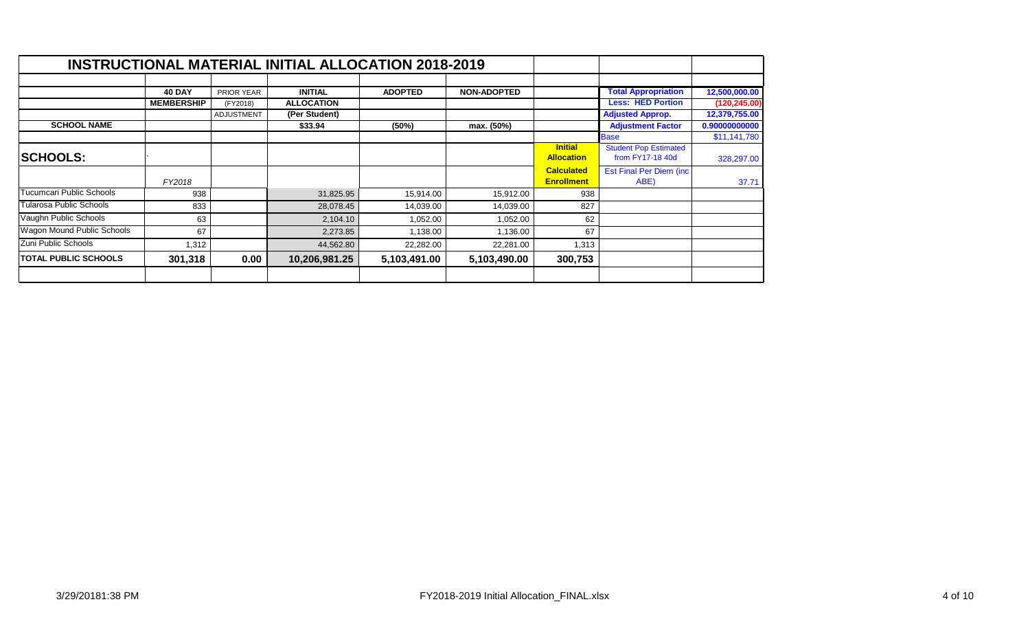## INSTRUCTIONAL MATERIAL INITIAL ALLOCATION 2018-2019

| SCHOOL NAME | 40 DAY MEMBERSHIP | PRIOR YEAR (FY2018) ADJUSTMENT | INITIAL ALLOCATION (Per Student) $33.94 | ADOPTED (50%) | NON-ADOPTED max. (50%) | Initial Allocation Calculated Enrollment | | |
|---|---|---|---|---|---|---|---|---|
| | | | | | | | **Total Appropriation** | **12,500,000.00** |
| | | | | | | | **Less: HED Portion** | **(120,245.00)** |
| | | | | | | | **Adjusted Approp.** | **12,379,755.00** |
| | | | | | | | **Adjustment Factor** | **0.90000000000** |
| | | | | | | | Base | $11,141,780 |
| **SCHOOLS:** | ` | | | | | | Student Pop Estimated from FY17-18 40d | 328,297.00 |
| | *FY2018* | | | | | | Est Final Per Diem (inc ABE) | 37.71 |
| Tucumcari Public Schools | 938 | | 31,825.95 | 15,914.00 | 15,912.00 | 938 | | |
| Tularosa Public Schools | 833 | | 28,078.45 | 14,039.00 | 14,039.00 | 827 | | |
| Vaughn Public Schools | 63 | | 2,104.10 | 1,052.00 | 1,052.00 | 62 | | |
| Wagon Mound Public Schools | 67 | | 2,273.85 | 1,138.00 | 1,136.00 | 67 | | |
| Zuni Public Schools | 1,312 | | 44,562.80 | 22,282.00 | 22,281.00 | 1,313 | | |
| **TOTAL PUBLIC SCHOOLS** | **301,318** | **0.00** | **10,206,981.25** | **5,103,491.00** | **5,103,490.00** | **300,753** | | |

3/29/20181:38 PM FY2018-2019 Initial Allocation_FINAL.xlsx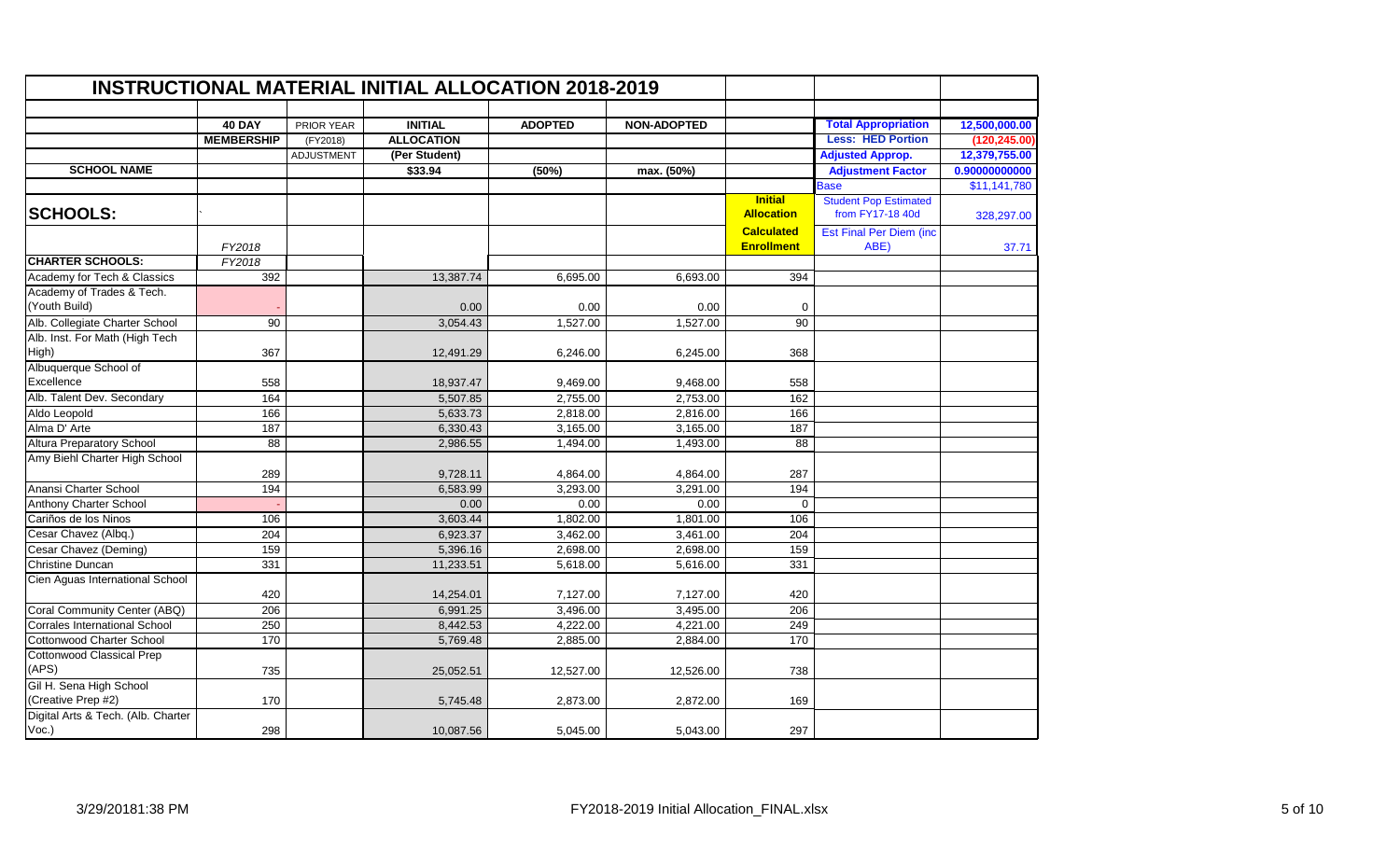# INSTRUCTIONAL MATERIAL INITIAL ALLOCATION 2018-2019

| | 40 DAY MEMBERSHIP | PRIOR YEAR (FY2018) ADJUSTMENT | INITIAL ALLOCATION (Per Student) | ADOPTED | NON-ADOPTED | | | |
|---|---|---|---|---|---|---|---|---|
| | | | | | | | **Total Appropriation** | **12,500,000.00** |
| | | | | | | | **Less: HED Portion** | **(120,245.00)** |
| | | | | | | | **Adjusted Approp.** | **12,379,755.00** |
| **SCHOOL NAME** | | | **$33.94** | **(50%)** | **max. (50%)** | | **Adjustment Factor** | **0.90000000000** |
| | | | | | | | Base | $11,141,780 |
| **SCHOOLS:** | ` | | | | | **Initial Allocation** | Student Pop Estimated from FY17-18 40d | 328,297.00 |
| | *FY2018* | | | | | **Calculated Enrollment** | Est Final Per Diem (inc ABE) | 37.71 |
| **CHARTER SCHOOLS:** | *FY2018* | | | | | | | |
| Academy for Tech & Classics | 392 | | 13,387.74 | 6,695.00 | 6,693.00 | 394 | | |
| Academy of Trades & Tech. (Youth Build) | - | | 0.00 | 0.00 | 0.00 | 0 | | |
| Alb. Collegiate Charter School | 90 | | 3,054.43 | 1,527.00 | 1,527.00 | 90 | | |
| Alb. Inst. For Math (High Tech High) | 367 | | 12,491.29 | 6,246.00 | 6,245.00 | 368 | | |
| Albuquerque School of Excellence | 558 | | 18,937.47 | 9,469.00 | 9,468.00 | 558 | | |
| Alb. Talent Dev. Secondary | 164 | | 5,507.85 | 2,755.00 | 2,753.00 | 162 | | |
| Aldo Leopold | 166 | | 5,633.73 | 2,818.00 | 2,816.00 | 166 | | |
| Alma D' Arte | 187 | | 6,330.43 | 3,165.00 | 3,165.00 | 187 | | |
| Altura Preparatory School | 88 | | 2,986.55 | 1,494.00 | 1,493.00 | 88 | | |
| Amy Biehl Charter High School | 289 | | 9,728.11 | 4,864.00 | 4,864.00 | 287 | | |
| Anansi Charter School | 194 | | 6,583.99 | 3,293.00 | 3,291.00 | 194 | | |
| Anthony Charter School | - | | 0.00 | 0.00 | 0.00 | 0 | | |
| Cariños de los Ninos | 106 | | 3,603.44 | 1,802.00 | 1,801.00 | 106 | | |
| Cesar Chavez (Albq.) | 204 | | 6,923.37 | 3,462.00 | 3,461.00 | 204 | | |
| Cesar Chavez (Deming) | 159 | | 5,396.16 | 2,698.00 | 2,698.00 | 159 | | |
| Christine Duncan | 331 | | 11,233.51 | 5,618.00 | 5,616.00 | 331 | | |
| Cien Aguas International School | 420 | | 14,254.01 | 7,127.00 | 7,127.00 | 420 | | |
| Coral Community Center (ABQ) | 206 | | 6,991.25 | 3,496.00 | 3,495.00 | 206 | | |
| Corrales International School | 250 | | 8,442.53 | 4,222.00 | 4,221.00 | 249 | | |
| Cottonwood Charter School | 170 | | 5,769.48 | 2,885.00 | 2,884.00 | 170 | | |
| Cottonwood Classical Prep (APS) | 735 | | 25,052.51 | 12,527.00 | 12,526.00 | 738 | | |
| Gil H. Sena High School (Creative Prep #2) | 170 | | 5,745.48 | 2,873.00 | 2,872.00 | 169 | | |
| Digital Arts & Tech. (Alb. Charter Voc.) | 298 | | 10,087.56 | 5,045.00 | 5,043.00 | 297 | | |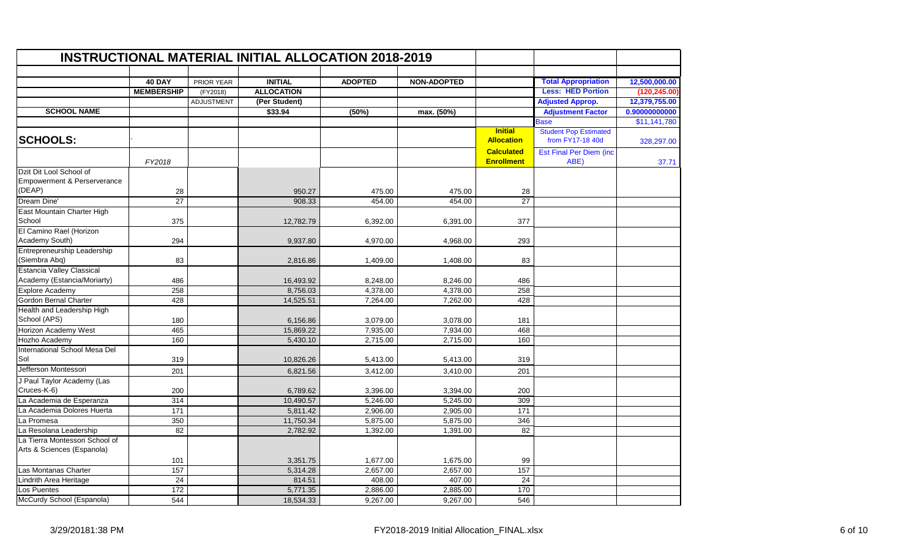# INSTRUCTIONAL MATERIAL INITIAL ALLOCATION 2018-2019

| SCHOOL NAME | 40 DAY MEMBERSHIP | PRIOR YEAR (FY2018) ADJUSTMENT | INITIAL ALLOCATION (Per Student) $33.94 | ADOPTED (50%) | NON-ADOPTED max. (50%) | Initial Allocation Calculated Enrollment | | |
|---|---|---|---|---|---|---|---|---|
| | | | | | | | Total Appropriation | 12,500,000.00 |
| | | | | | | | Less: HED Portion | (120,245.00) |
| | | | | | | | Adjusted Approp. | 12,379,755.00 |
| | | | | | | | Adjustment Factor | 0.90000000000 |
| | | | | | | | Base | $11,141,780 |
| **SCHOOLS:** | | | | | | | Student Pop Estimated from FY17-18 40d | 328,297.00 |
| | FY2018 | | | | | | Est Final Per Diem (inc ABE) | 37.71 |
| Dzit Dit Lool School of Empowerment & Perserverance (DEAP) | 28 | | 950.27 | 475.00 | 475.00 | 28 | | |
| Dream Dine' | 27 | | 908.33 | 454.00 | 454.00 | 27 | | |
| East Mountain Charter High School | 375 | | 12,782.79 | 6,392.00 | 6,391.00 | 377 | | |
| El Camino Rael (Horizon Academy South) | 294 | | 9,937.80 | 4,970.00 | 4,968.00 | 293 | | |
| Entrepreneurship Leadership (Siembra Abq) | 83 | | 2,816.86 | 1,409.00 | 1,408.00 | 83 | | |
| Estancia Valley Classical Academy (Estancia/Moriarty) | 486 | | 16,493.92 | 8,248.00 | 8,246.00 | 486 | | |
| Explore Academy | 258 | | 8,756.03 | 4,378.00 | 4,378.00 | 258 | | |
| Gordon Bernal Charter | 428 | | 14,525.51 | 7,264.00 | 7,262.00 | 428 | | |
| Health and Leadership High School (APS) | 180 | | 6,156.86 | 3,079.00 | 3,078.00 | 181 | | |
| Horizon Academy West | 465 | | 15,869.22 | 7,935.00 | 7,934.00 | 468 | | |
| Hozho Academy | 160 | | 5,430.10 | 2,715.00 | 2,715.00 | 160 | | |
| International School Mesa Del Sol | 319 | | 10,826.26 | 5,413.00 | 5,413.00 | 319 | | |
| Jefferson Montessori | 201 | | 6,821.56 | 3,412.00 | 3,410.00 | 201 | | |
| J Paul Taylor Academy (Las Cruces-K-6) | 200 | | 6,789.62 | 3,396.00 | 3,394.00 | 200 | | |
| La Academia de Esperanza | 314 | | 10,490.57 | 5,246.00 | 5,245.00 | 309 | | |
| La Academia Dolores Huerta | 171 | | 5,811.42 | 2,906.00 | 2,905.00 | 171 | | |
| La Promesa | 350 | | 11,750.34 | 5,875.00 | 5,875.00 | 346 | | |
| La Resolana Leadership | 82 | | 2,782.92 | 1,392.00 | 1,391.00 | 82 | | |
| La Tierra Montessori School of Arts & Sciences (Espanola) | 101 | | 3,351.75 | 1,677.00 | 1,675.00 | 99 | | |
| Las Montanas Charter | 157 | | 5,314.28 | 2,657.00 | 2,657.00 | 157 | | |
| Lindrith Area Heritage | 24 | | 814.51 | 408.00 | 407.00 | 24 | | |
| Los Puentes | 172 | | 5,771.35 | 2,886.00 | 2,885.00 | 170 | | |
| McCurdy School (Espanola) | 544 | | 18,534.33 | 9,267.00 | 9,267.00 | 546 | | |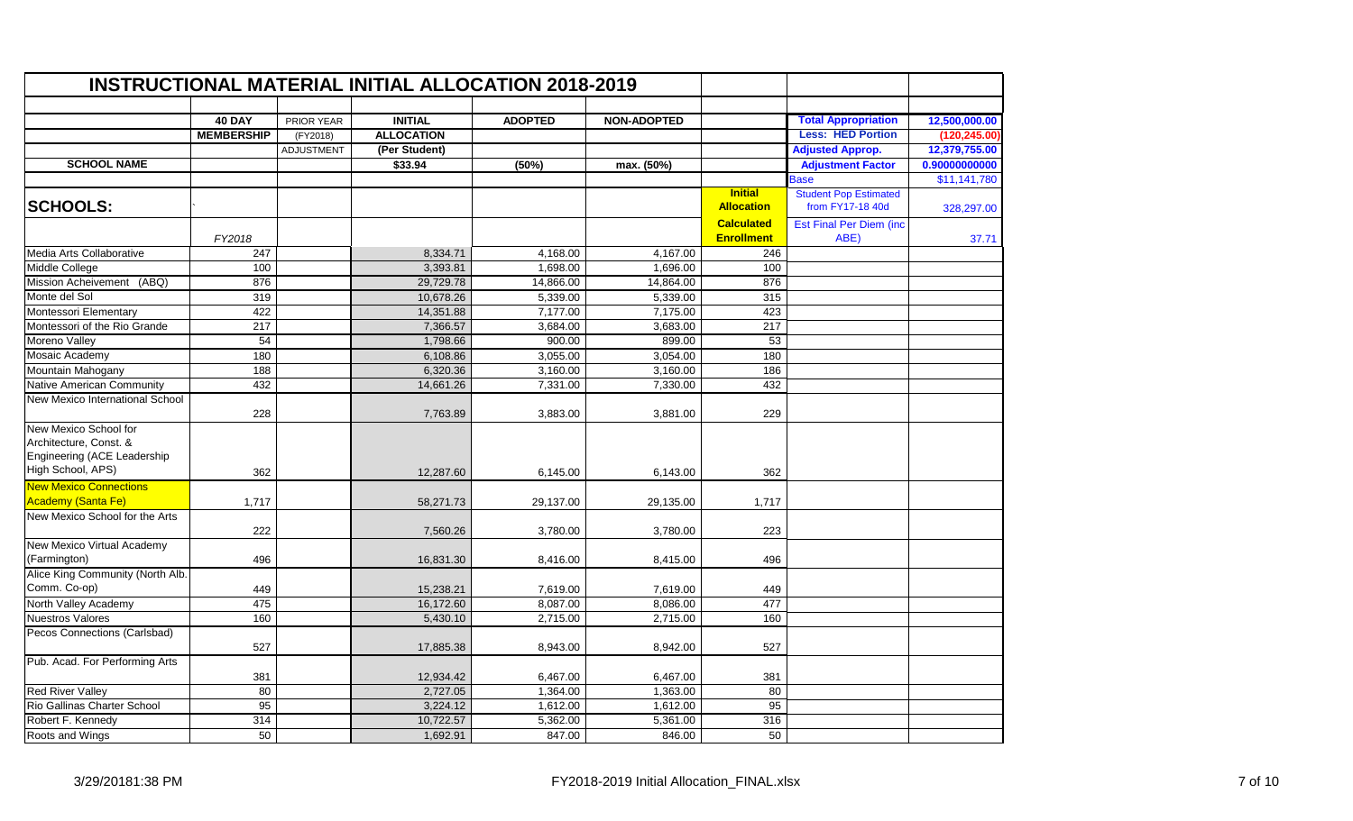# INSTRUCTIONAL MATERIAL INITIAL ALLOCATION 2018-2019

| SCHOOL NAME | 40 DAY MEMBERSHIP | PRIOR YEAR (FY2018) ADJUSTMENT | INITIAL ALLOCATION (Per Student) $33.94 | ADOPTED (50%) | NON-ADOPTED max. (50%) | | | |
|---|---|---|---|---|---|---|---|---|
| | | | | | | | Total Appropriation | 12,500,000.00 |
| | | | | | | | Less: HED Portion | (120,245.00) |
| | | | | | | | Adjusted Approp. | 12,379,755.00 |
| | | | | | | | Adjustment Factor | 0.90000000000 |
| | | | | | | | Base | $11,141,780 |
| **SCHOOLS:** | ` | | | | | Initial Allocation | Student Pop Estimated from FY17-18 40d | 328,297.00 |
| | FY2018 | | | | | Calculated Enrollment | Est Final Per Diem (inc ABE) | 37.71 |
| Media Arts Collaborative | 247 | | 8,334.71 | 4,168.00 | 4,167.00 | 246 | | |
| Middle College | 100 | | 3,393.81 | 1,698.00 | 1,696.00 | 100 | | |
| Mission Acheivement (ABQ) | 876 | | 29,729.78 | 14,866.00 | 14,864.00 | 876 | | |
| Monte del Sol | 319 | | 10,678.26 | 5,339.00 | 5,339.00 | 315 | | |
| Montessori Elementary | 422 | | 14,351.88 | 7,177.00 | 7,175.00 | 423 | | |
| Montessori of the Rio Grande | 217 | | 7,366.57 | 3,684.00 | 3,683.00 | 217 | | |
| Moreno Valley | 54 | | 1,798.66 | 900.00 | 899.00 | 53 | | |
| Mosaic Academy | 180 | | 6,108.86 | 3,055.00 | 3,054.00 | 180 | | |
| Mountain Mahogany | 188 | | 6,320.36 | 3,160.00 | 3,160.00 | 186 | | |
| Native American Community | 432 | | 14,661.26 | 7,331.00 | 7,330.00 | 432 | | |
| New Mexico International School | 228 | | 7,763.89 | 3,883.00 | 3,881.00 | 229 | | |
| New Mexico School for Architecture, Const. & Engineering (ACE Leadership High School, APS) | 362 | | 12,287.60 | 6,145.00 | 6,143.00 | 362 | | |
| New Mexico Connections Academy (Santa Fe) | 1,717 | | 58,271.73 | 29,137.00 | 29,135.00 | 1,717 | | |
| New Mexico School for the Arts | 222 | | 7,560.26 | 3,780.00 | 3,780.00 | 223 | | |
| New Mexico Virtual Academy (Farmington) | 496 | | 16,831.30 | 8,416.00 | 8,415.00 | 496 | | |
| Alice King Community (North Alb. Comm. Co-op) | 449 | | 15,238.21 | 7,619.00 | 7,619.00 | 449 | | |
| North Valley Academy | 475 | | 16,172.60 | 8,087.00 | 8,086.00 | 477 | | |
| Nuestros Valores | 160 | | 5,430.10 | 2,715.00 | 2,715.00 | 160 | | |
| Pecos Connections (Carlsbad) | 527 | | 17,885.38 | 8,943.00 | 8,942.00 | 527 | | |
| Pub. Acad. For Performing Arts | 381 | | 12,934.42 | 6,467.00 | 6,467.00 | 381 | | |
| Red River Valley | 80 | | 2,727.05 | 1,364.00 | 1,363.00 | 80 | | |
| Rio Gallinas Charter School | 95 | | 3,224.12 | 1,612.00 | 1,612.00 | 95 | | |
| Robert F. Kennedy | 314 | | 10,722.57 | 5,362.00 | 5,361.00 | 316 | | |
| Roots and Wings | 50 | | 1,692.91 | 847.00 | 846.00 | 50 | | |

3/29/20181:38 PM FY2018-2019 Initial Allocation_FINAL.xlsx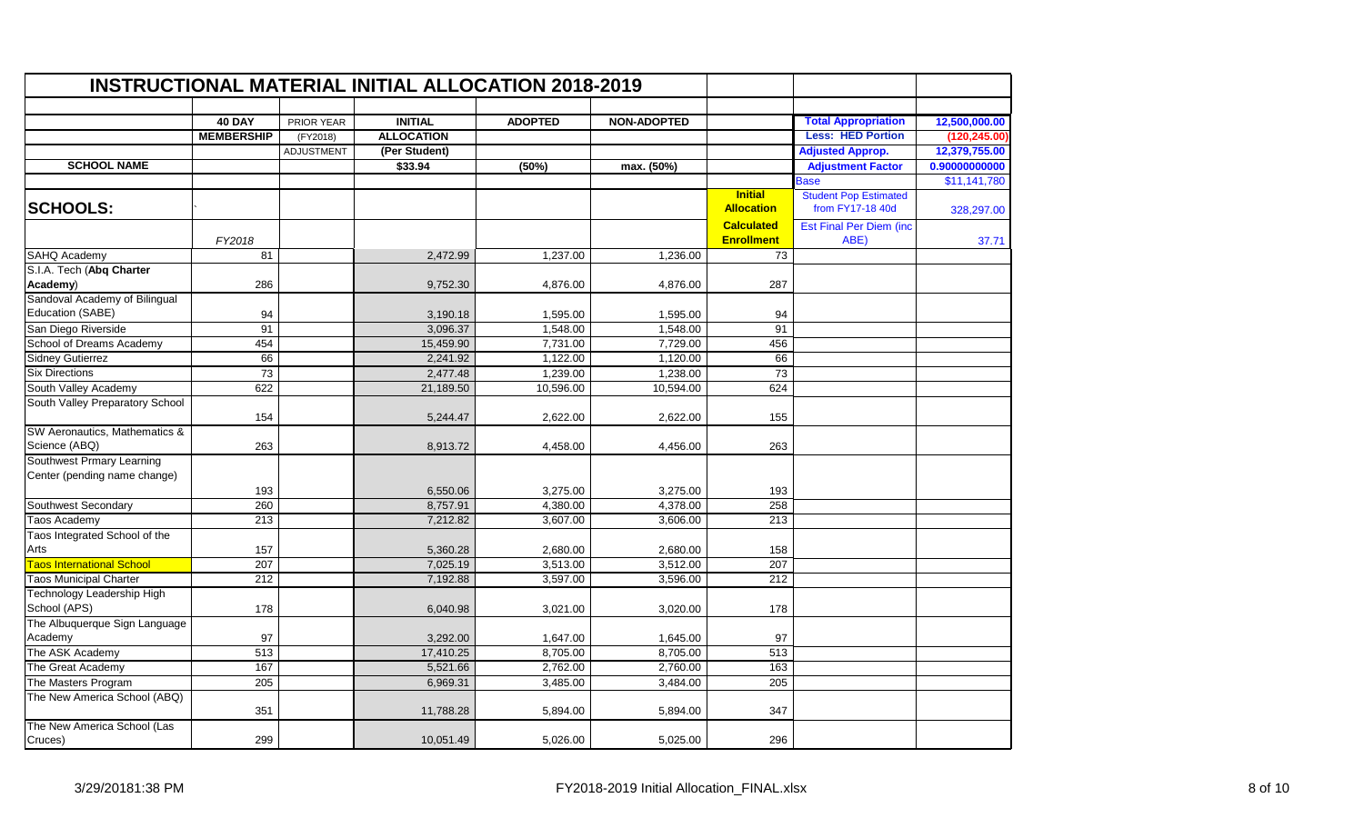# INSTRUCTIONAL MATERIAL INITIAL ALLOCATION 2018-2019

| SCHOOL NAME | 40 DAY MEMBERSHIP | PRIOR YEAR (FY2018) ADJUSTMENT | INITIAL ALLOCATION (Per Student) $33.94 | ADOPTED (50%) | NON-ADOPTED max. (50%) | Initial Allocation Calculated Enrollment |
|---|---|---|---|---|---|---|
| **SCHOOLS:** | FY2018 | | | | | |
| SAHQ Academy | 81 | | 2,472.99 | 1,237.00 | 1,236.00 | 73 |
| S.I.A. Tech (**Abq Charter Academy**) | 286 | | 9,752.30 | 4,876.00 | 4,876.00 | 287 |
| Sandoval Academy of Bilingual Education (SABE) | 94 | | 3,190.18 | 1,595.00 | 1,595.00 | 94 |
| San Diego Riverside | 91 | | 3,096.37 | 1,548.00 | 1,548.00 | 91 |
| School of Dreams Academy | 454 | | 15,459.90 | 7,731.00 | 7,729.00 | 456 |
| Sidney Gutierrez | 66 | | 2,241.92 | 1,122.00 | 1,120.00 | 66 |
| Six Directions | 73 | | 2,477.48 | 1,239.00 | 1,238.00 | 73 |
| South Valley Academy | 622 | | 21,189.50 | 10,596.00 | 10,594.00 | 624 |
| South Valley Preparatory School | 154 | | 5,244.47 | 2,622.00 | 2,622.00 | 155 |
| SW Aeronautics, Mathematics & Science (ABQ) | 263 | | 8,913.72 | 4,458.00 | 4,456.00 | 263 |
| Southwest Prmary Learning Center (pending name change) | 193 | | 6,550.06 | 3,275.00 | 3,275.00 | 193 |
| Southwest Secondary | 260 | | 8,757.91 | 4,380.00 | 4,378.00 | 258 |
| Taos Academy | 213 | | 7,212.82 | 3,607.00 | 3,606.00 | 213 |
| Taos Integrated School of the Arts | 157 | | 5,360.28 | 2,680.00 | 2,680.00 | 158 |
| Taos International School | 207 | | 7,025.19 | 3,513.00 | 3,512.00 | 207 |
| Taos Municipal Charter | 212 | | 7,192.88 | 3,597.00 | 3,596.00 | 212 |
| Technology Leadership High School (APS) | 178 | | 6,040.98 | 3,021.00 | 3,020.00 | 178 |
| The Albuquerque Sign Language Academy | 97 | | 3,292.00 | 1,647.00 | 1,645.00 | 97 |
| The ASK Academy | 513 | | 17,410.25 | 8,705.00 | 8,705.00 | 513 |
| The Great Academy | 167 | | 5,521.66 | 2,762.00 | 2,760.00 | 163 |
| The Masters Program | 205 | | 6,969.31 | 3,485.00 | 3,484.00 | 205 |
| The New America School (ABQ) | 351 | | 11,788.28 | 5,894.00 | 5,894.00 | 347 |
| The New America School (Las Cruces) | 299 | | 10,051.49 | 5,026.00 | 5,025.00 | 296 |

| | |
|---|---|
| **Total Appropriation** | **12,500,000.00** |
| **Less: HED Portion** | **(120,245.00)** |
| **Adjusted Approp.** | **12,379,755.00** |
| **Adjustment Factor** | **0.90000000000** |
| Base | $11,141,780 |
| Student Pop Estimated from FY17-18 40d | 328,297.00 |
| Est Final Per Diem (inc ABE) | 37.71 |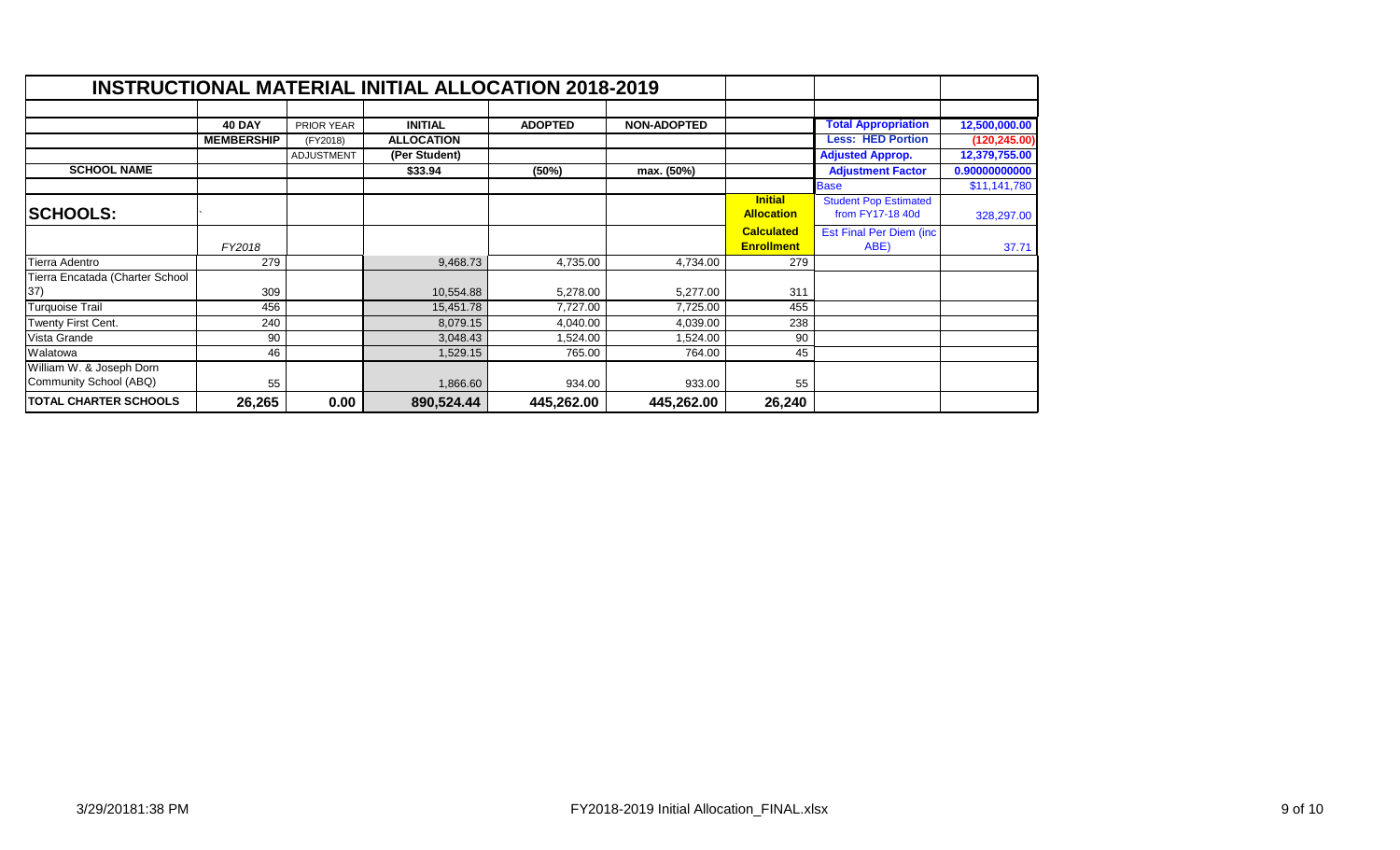# INSTRUCTIONAL MATERIAL INITIAL ALLOCATION 2018-2019

| | 40 DAY | PRIOR YEAR | INITIAL | ADOPTED | NON-ADOPTED | | | |
|---|---|---|---|---|---|---|---|---|
| | MEMBERSHIP | (FY2018) | ALLOCATION | | | | Total Appropriation | 12,500,000.00 |
| | | ADJUSTMENT | (Per Student) | | | | Less: HED Portion | (120,245.00) |
| SCHOOL NAME | | | $33.94 | (50%) | max. (50%) | | Adjusted Approp. | 12,379,755.00 |
| | | | | | | | Adjustment Factor | 0.90000000000 |
| | | | | | | | Base | $11,141,780 |
| **SCHOOLS:** | ` | | | | | Initial Allocation | Student Pop Estimated from FY17-18 40d | 328,297.00 |
| | *FY2018* | | | | | Calculated Enrollment | Est Final Per Diem (inc ABE) | 37.71 |
| Tierra Adentro | 279 | | 9,468.73 | 4,735.00 | 4,734.00 | 279 | | |
| Tierra Encatada (Charter School 37) | 309 | | 10,554.88 | 5,278.00 | 5,277.00 | 311 | | |
| Turquoise Trail | 456 | | 15,451.78 | 7,727.00 | 7,725.00 | 455 | | |
| Twenty First Cent. | 240 | | 8,079.15 | 4,040.00 | 4,039.00 | 238 | | |
| Vista Grande | 90 | | 3,048.43 | 1,524.00 | 1,524.00 | 90 | | |
| Walatowa | 46 | | 1,529.15 | 765.00 | 764.00 | 45 | | |
| William W. & Joseph Dorn Community School (ABQ) | 55 | | 1,866.60 | 934.00 | 933.00 | 55 | | |
| **TOTAL CHARTER SCHOOLS** | **26,265** | **0.00** | **890,524.44** | **445,262.00** | **445,262.00** | **26,240** | | |

3/29/20181:38 PM FY2018-2019 Initial Allocation_FINAL.xlsx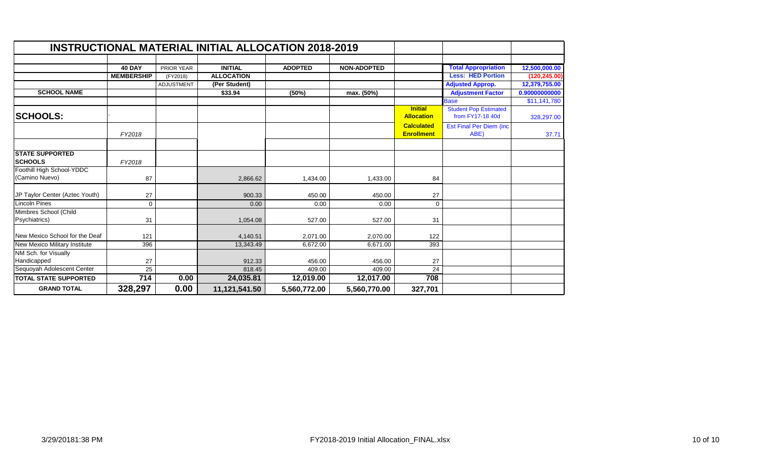# INSTRUCTIONAL MATERIAL INITIAL ALLOCATION 2018-2019

| SCHOOL NAME | 40 DAY MEMBERSHIP | PRIOR YEAR (FY2018) ADJUSTMENT | INITIAL ALLOCATION (Per Student) $33.94 | ADOPTED (50%) | NON-ADOPTED max. (50%) | | | |
|---|---|---|---|---|---|---|---|---|
| | | | | | | | Total Appropriation | 12,500,000.00 |
| | | | | | | | Less: HED Portion | (120,245.00) |
| | | | | | | | Adjusted Approp. | 12,379,755.00 |
| | | | | | | | Adjustment Factor | 0.90000000000 |
| | | | | | | | Base | $11,141,780 |
| **SCHOOLS:** | ` | | | | | Initial Allocation | Student Pop Estimated from FY17-18 40d | 328,297.00 |
| | FY2018 | | | | | Calculated Enrollment | Est Final Per Diem (inc ABE) | 37.71 |
| **STATE SUPPORTED SCHOOLS** | FY2018 | | | | | | | |
| Foothill High School-YDDC (Camino Nuevo) | 87 | | 2,866.62 | 1,434.00 | 1,433.00 | 84 | | |
| JP Taylor Center (Aztec Youth) | 27 | | 900.33 | 450.00 | 450.00 | 27 | | |
| Lincoln Pines | 0 | | 0.00 | 0.00 | 0.00 | 0 | | |
| Mimbres School (Child Psychiatrics) | 31 | | 1,054.08 | 527.00 | 527.00 | 31 | | |
| New Mexico School for the Deaf | 121 | | 4,140.51 | 2,071.00 | 2,070.00 | 122 | | |
| New Mexico Military Institute | 396 | | 13,343.49 | 6,672.00 | 6,671.00 | 393 | | |
| NM Sch. for Visually Handicapped | 27 | | 912.33 | 456.00 | 456.00 | 27 | | |
| Sequoyah Adolescent Center | 25 | | 818.45 | 409.00 | 409.00 | 24 | | |
| **TOTAL STATE SUPPORTED** | **714** | **0.00** | **24,035.81** | **12,019.00** | **12,017.00** | **708** | | |
| **GRAND TOTAL** | **328,297** | **0.00** | **11,121,541.50** | **5,560,772.00** | **5,560,770.00** | **327,701** | | |